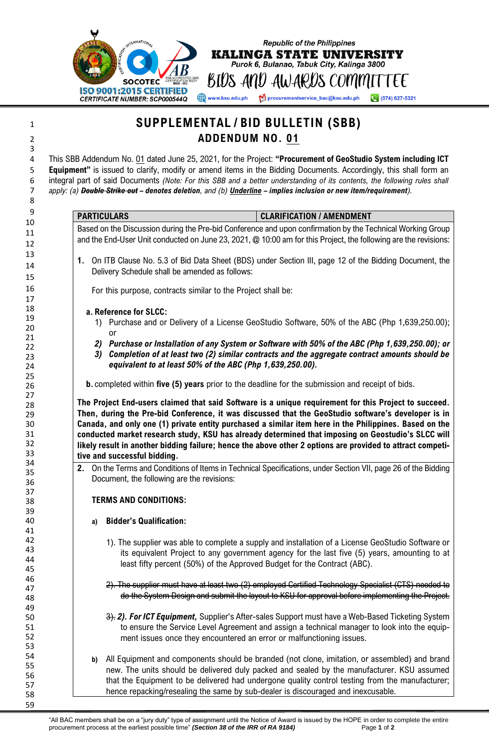Republic of the Philippines
**KALINGA STATE UNIVERSITY**
*Purok 6, Bulanao, Tabuk City, Kalinga 3800*
**BIDS AND AWARDS COMMITTEE**

ISO 9001:2015 CERTIFIED
CERTIFICATE NUMBER: SCP000544Q

www.ksu.edu.ph | procurementservice_bac@ksu.edu.ph | (074) 627-5321

# SUPPLEMENTAL / BID BULLETIN (SBB)
## ADDENDUM NO. <u>01</u>

This SBB Addendum No. <u>01</u> dated June 25, 2021, for the Project: **"Procurement of GeoStudio System including ICT Equipment"** is issued to clarify, modify or amend items in the Bidding Documents. Accordingly, this shall form an integral part of said Documents *(Note: For this SBB and a better understanding of its contents, the following rules shall apply: (a)* ***~~Double Strike out~~*** *– denotes deletion, and (b)* ***<u>Underline</u>*** *– implies inclusion or new item/requirement).*

| PARTICULARS | CLARIFICATION / AMENDMENT |
|---|---|

Based on the Discussion during the Pre-bid Conference and upon confirmation by the Technical Working Group and the End-User Unit conducted on June 23, 2021, @ 10:00 am for this Project, the following are the revisions:

**1.** On ITB Clause No. 5.3 of Bid Data Sheet (BDS) under Section III, page 12 of the Bidding Document, the Delivery Schedule shall be amended as follows:

For this purpose, contracts similar to the Project shall be:

**a. Reference for SLCC:**

1) Purchase and or Delivery of a License GeoStudio Software, 50% of the ABC (Php 1,639,250.00); or

***2) Purchase or Installation of any System or Software with 50% of the ABC (Php 1,639,250.00); or***

***3) Completion of at least two (2) similar contracts and the aggregate contract amounts should be equivalent to at least 50% of the ABC (Php 1,639,250.00).***

**b.** completed within **five (5) years** prior to the deadline for the submission and receipt of bids.

**The Project End-users claimed that said Software is a unique requirement for this Project to succeed. Then, during the Pre-bid Conference, it was discussed that the GeoStudio software's developer is in Canada, and only one (1) private entity purchased a similar item here in the Philippines. Based on the conducted market research study, KSU has already determined that imposing on Geostudio's SLCC will likely result in another bidding failure; hence the above other 2 options are provided to attract competitive and successful bidding.**

**2.** On the Terms and Conditions of Items in Technical Specifications, under Section VII, page 26 of the Bidding Document, the following are the revisions:

**TERMS AND CONDITIONS:**

**a) Bidder's Qualification:**

1). The supplier was able to complete a supply and installation of a License GeoStudio Software or its equivalent Project to any government agency for the last five (5) years, amounting to at least fifty percent (50%) of the Approved Budget for the Contract (ABC).

~~2). The supplier must have at least two (2) employed Certified Technology Specialist (CTS) needed to do the System Design and submit the layout to KSU for approval before implementing the Project.~~

~~3).~~ ***2). For ICT Equipment,*** Supplier's After-sales Support must have a Web-Based Ticketing System to ensure the Service Level Agreement and assign a technical manager to look into the equipment issues once they encountered an error or malfunctioning issues.

**b)** All Equipment and components should be branded (not clone, imitation, or assembled) and brand new. The units should be delivered duly packed and sealed by the manufacturer. KSU assumed that the Equipment to be delivered had undergone quality control testing from the manufacturer; hence repacking/resealing the same by sub-dealer is discouraged and inexcusable.

"All BAC members shall be on a "jury duty" type of assignment until the Notice of Award is issued by the HOPE in order to complete the entire procurement process at the earliest possible time" ***(Section 38 of the IRR of RA 9184)***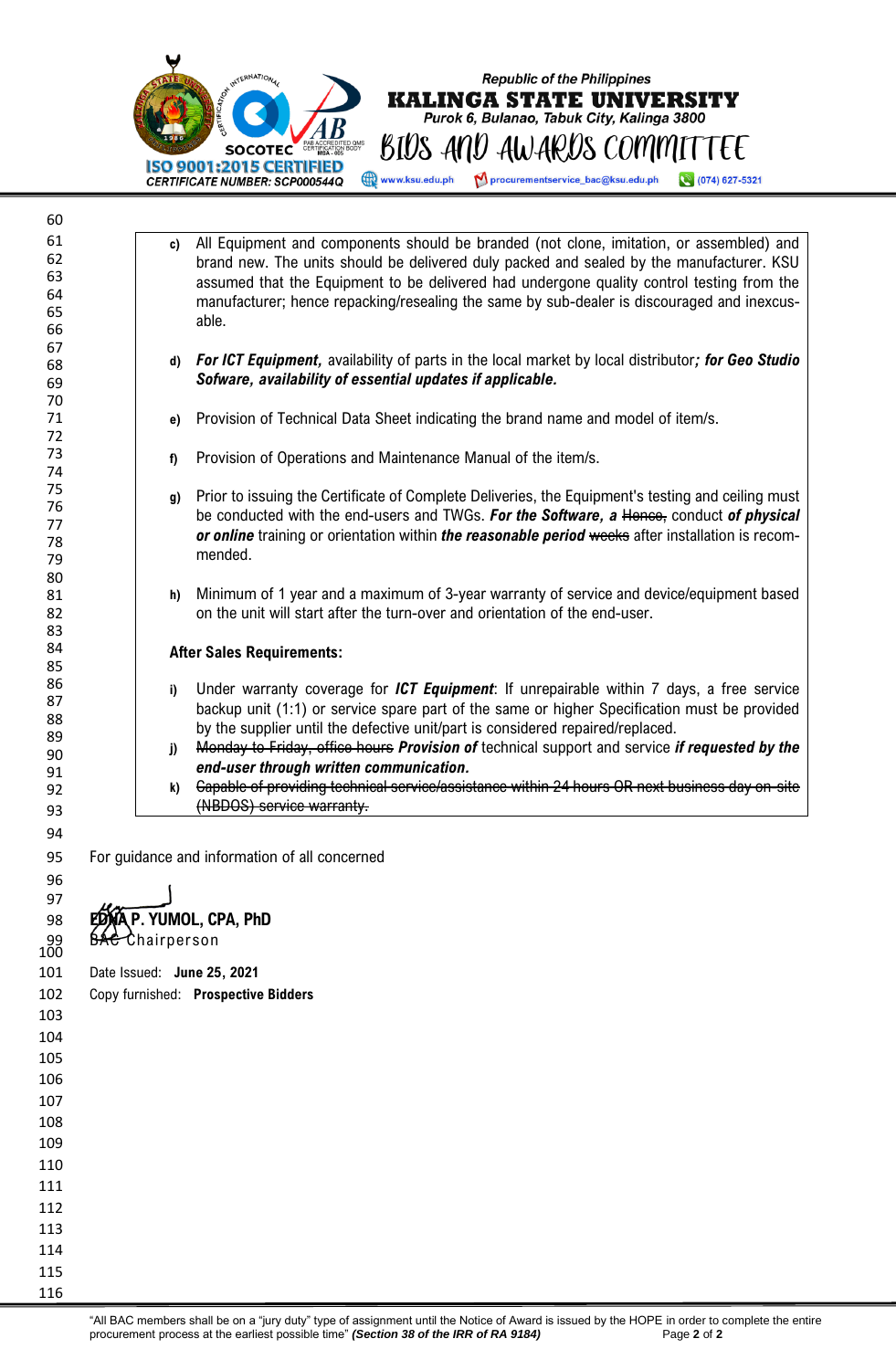c) All Equipment and components should be branded (not clone, imitation, or assembled) and brand new. The units should be delivered duly packed and sealed by the manufacturer. KSU assumed that the Equipment to be delivered had undergone quality control testing from the manufacturer; hence repacking/resealing the same by sub-dealer is discouraged and inexcusable.

d) ***For ICT Equipment,*** availability of parts in the local market by local distributor***; for Geo Studio Sofware, availability of essential updates if applicable.***

e) Provision of Technical Data Sheet indicating the brand name and model of item/s.

f) Provision of Operations and Maintenance Manual of the item/s.

g) Prior to issuing the Certificate of Complete Deliveries, the Equipment's testing and ceiling must be conducted with the end-users and TWGs. ***For the Software, a*** ~~Hence,~~ conduct ***of physical or online*** training or orientation within ***the reasonable period*** ~~weeks~~ after installation is recommended.

h) Minimum of 1 year and a maximum of 3-year warranty of service and device/equipment based on the unit will start after the turn-over and orientation of the end-user.

**After Sales Requirements:**

i) Under warranty coverage for ***ICT Equipment***: If unrepairable within 7 days, a free service backup unit (1:1) or service spare part of the same or higher Specification must be provided by the supplier until the defective unit/part is considered repaired/replaced.

j) ~~Monday to Friday, office hours~~ ***Provision of*** technical support and service ***if requested by the end-user through written communication.***

k) ~~Capable of providing technical service/assistance within 24 hours OR next business day on-site (NBDOS) service warranty.~~

For guidance and information of all concerned

**EDNA P. YUMOL, CPA, PhD**
BAC Chairperson

Date Issued: **June 25, 2021**
Copy furnished: **Prospective Bidders**

"All BAC members shall be on a "jury duty" type of assignment until the Notice of Award is issued by the HOPE in order to complete the entire procurement process at the earliest possible time" ***(Section 38 of the IRR of RA 9184)***